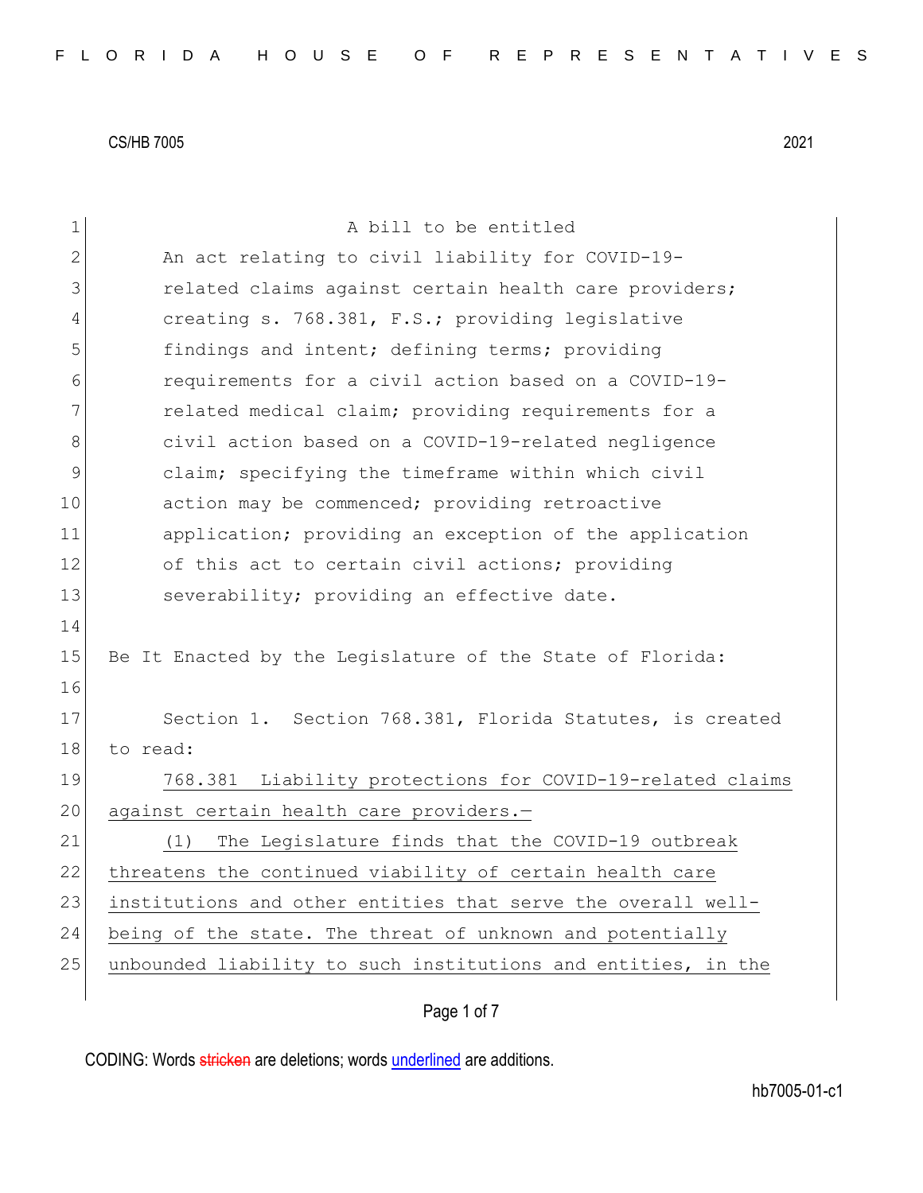CS/HB 7005 2021

A bill to be entitled

An act relating to civil liability for COVID-19-related claims against certain health care providers; creating s. 768.381, F.S.; providing legislative findings and intent; defining terms; providing requirements for a civil action based on a COVID-19-related medical claim; providing requirements for a civil action based on a COVID-19-related negligence claim; specifying the timeframe within which civil action may be commenced; providing retroactive application; providing an exception of the application of this act to certain civil actions; providing severability; providing an effective date.

Be It Enacted by the Legislature of the State of Florida:

Section 1. Section 768.381, Florida Statutes, is created to read:

768.381 Liability protections for COVID-19-related claims against certain health care providers.—

(1) The Legislature finds that the COVID-19 outbreak threatens the continued viability of certain health care institutions and other entities that serve the overall well-being of the state. The threat of unknown and potentially unbounded liability to such institutions and entities, in the

CODING: Words stricken are deletions; words underlined are additions.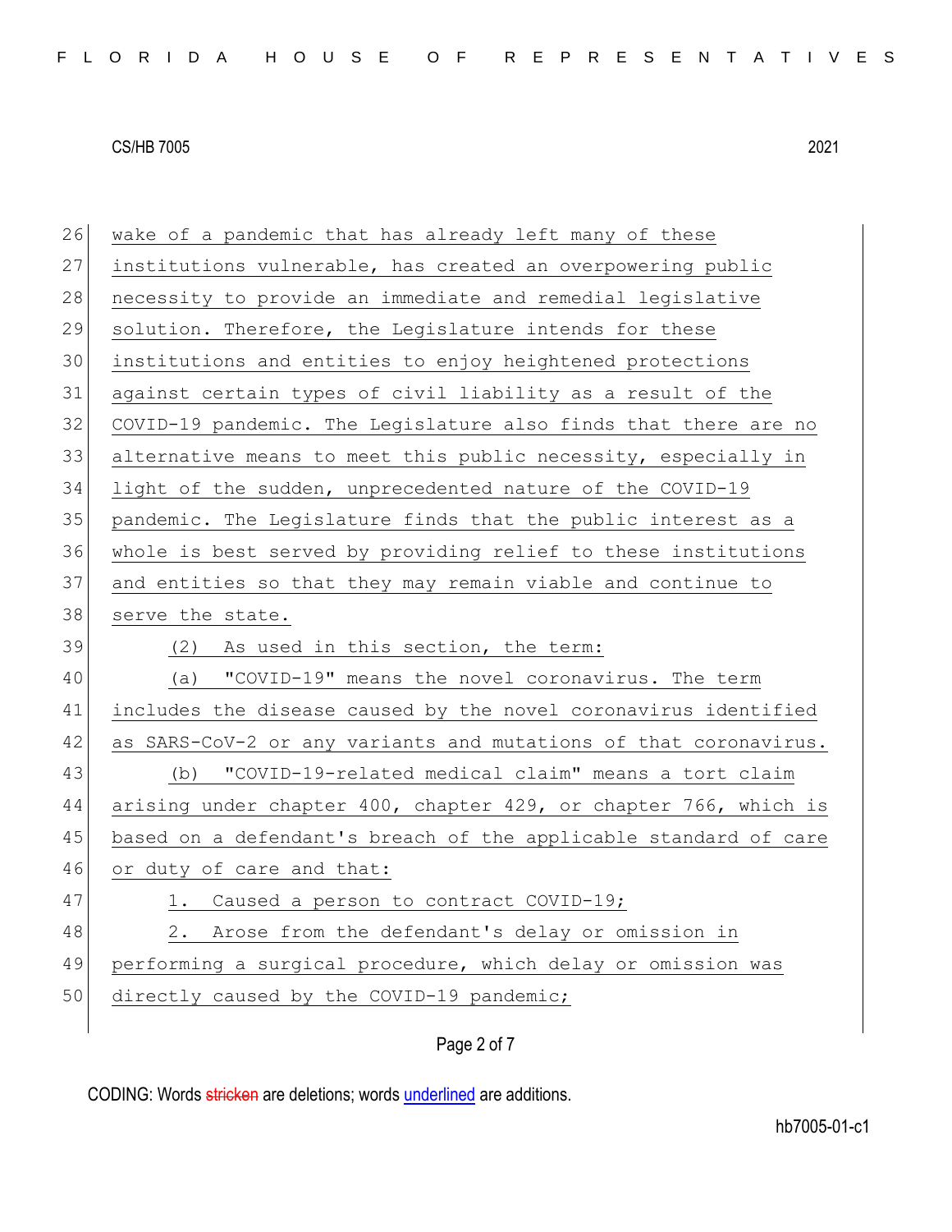wake of a pandemic that has already left many of these institutions vulnerable, has created an overpowering public necessity to provide an immediate and remedial legislative solution. Therefore, the Legislature intends for these institutions and entities to enjoy heightened protections against certain types of civil liability as a result of the COVID-19 pandemic. The Legislature also finds that there are no alternative means to meet this public necessity, especially in light of the sudden, unprecedented nature of the COVID-19 pandemic. The Legislature finds that the public interest as a whole is best served by providing relief to these institutions and entities so that they may remain viable and continue to serve the state.

(2) As used in this section, the term:

(a) "COVID-19" means the novel coronavirus. The term includes the disease caused by the novel coronavirus identified as SARS-CoV-2 or any variants and mutations of that coronavirus.

(b) "COVID-19-related medical claim" means a tort claim arising under chapter 400, chapter 429, or chapter 766, which is based on a defendant's breach of the applicable standard of care or duty of care and that:

1. Caused a person to contract COVID-19;

2. Arose from the defendant's delay or omission in performing a surgical procedure, which delay or omission was directly caused by the COVID-19 pandemic;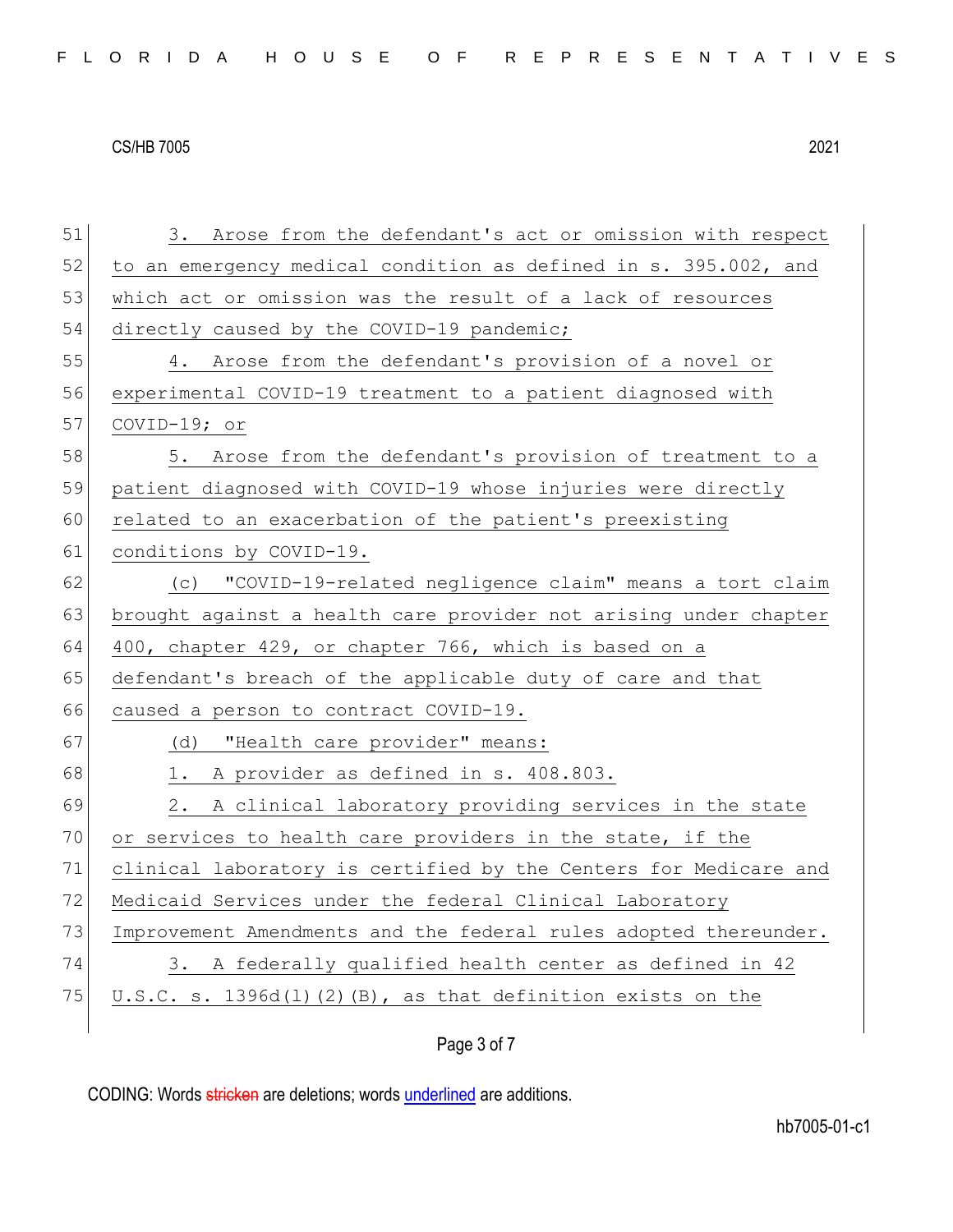3. Arose from the defendant's act or omission with respect to an emergency medical condition as defined in s. 395.002, and which act or omission was the result of a lack of resources directly caused by the COVID-19 pandemic;

4. Arose from the defendant's provision of a novel or experimental COVID-19 treatment to a patient diagnosed with COVID-19; or

5. Arose from the defendant's provision of treatment to a patient diagnosed with COVID-19 whose injuries were directly related to an exacerbation of the patient's preexisting conditions by COVID-19.

(c) "COVID-19-related negligence claim" means a tort claim brought against a health care provider not arising under chapter 400, chapter 429, or chapter 766, which is based on a defendant's breach of the applicable duty of care and that caused a person to contract COVID-19.

(d) "Health care provider" means:

1. A provider as defined in s. 408.803.

2. A clinical laboratory providing services in the state or services to health care providers in the state, if the clinical laboratory is certified by the Centers for Medicare and Medicaid Services under the federal Clinical Laboratory Improvement Amendments and the federal rules adopted thereunder.

3. A federally qualified health center as defined in 42 U.S.C. s. 1396d(l)(2)(B), as that definition exists on the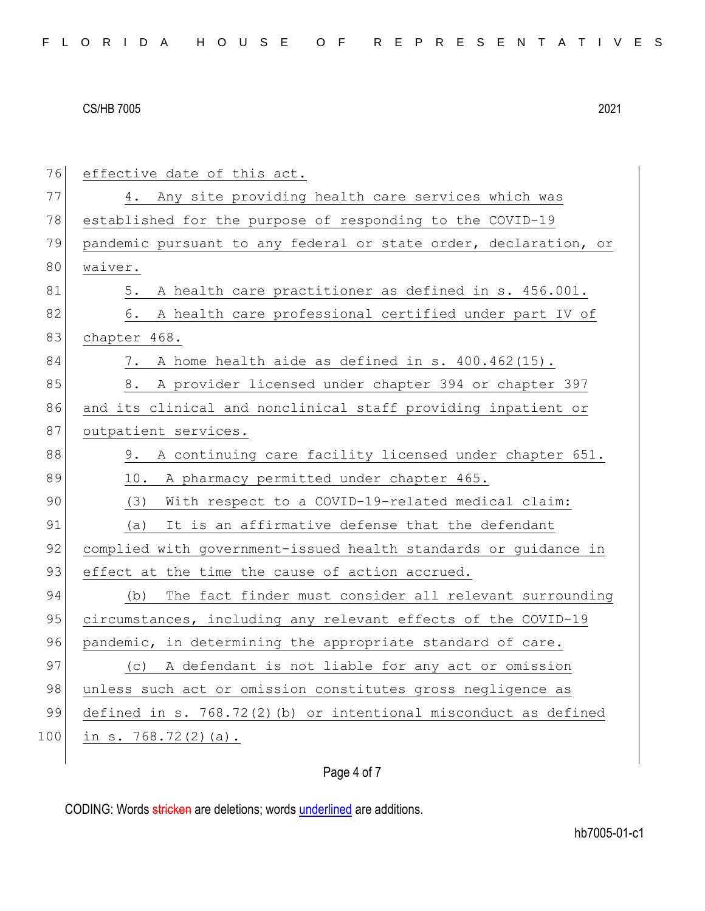effective date of this act.

4. Any site providing health care services which was established for the purpose of responding to the COVID-19 pandemic pursuant to any federal or state order, declaration, or waiver.

5. A health care practitioner as defined in s. 456.001.

6. A health care professional certified under part IV of chapter 468.

7. A home health aide as defined in s. 400.462(15).

8. A provider licensed under chapter 394 or chapter 397 and its clinical and nonclinical staff providing inpatient or outpatient services.

9. A continuing care facility licensed under chapter 651.

10. A pharmacy permitted under chapter 465.

(3) With respect to a COVID-19-related medical claim:

(a) It is an affirmative defense that the defendant complied with government-issued health standards or guidance in effect at the time the cause of action accrued.

(b) The fact finder must consider all relevant surrounding circumstances, including any relevant effects of the COVID-19 pandemic, in determining the appropriate standard of care.

(c) A defendant is not liable for any act or omission unless such act or omission constitutes gross negligence as defined in s. 768.72(2)(b) or intentional misconduct as defined in s. 768.72(2)(a).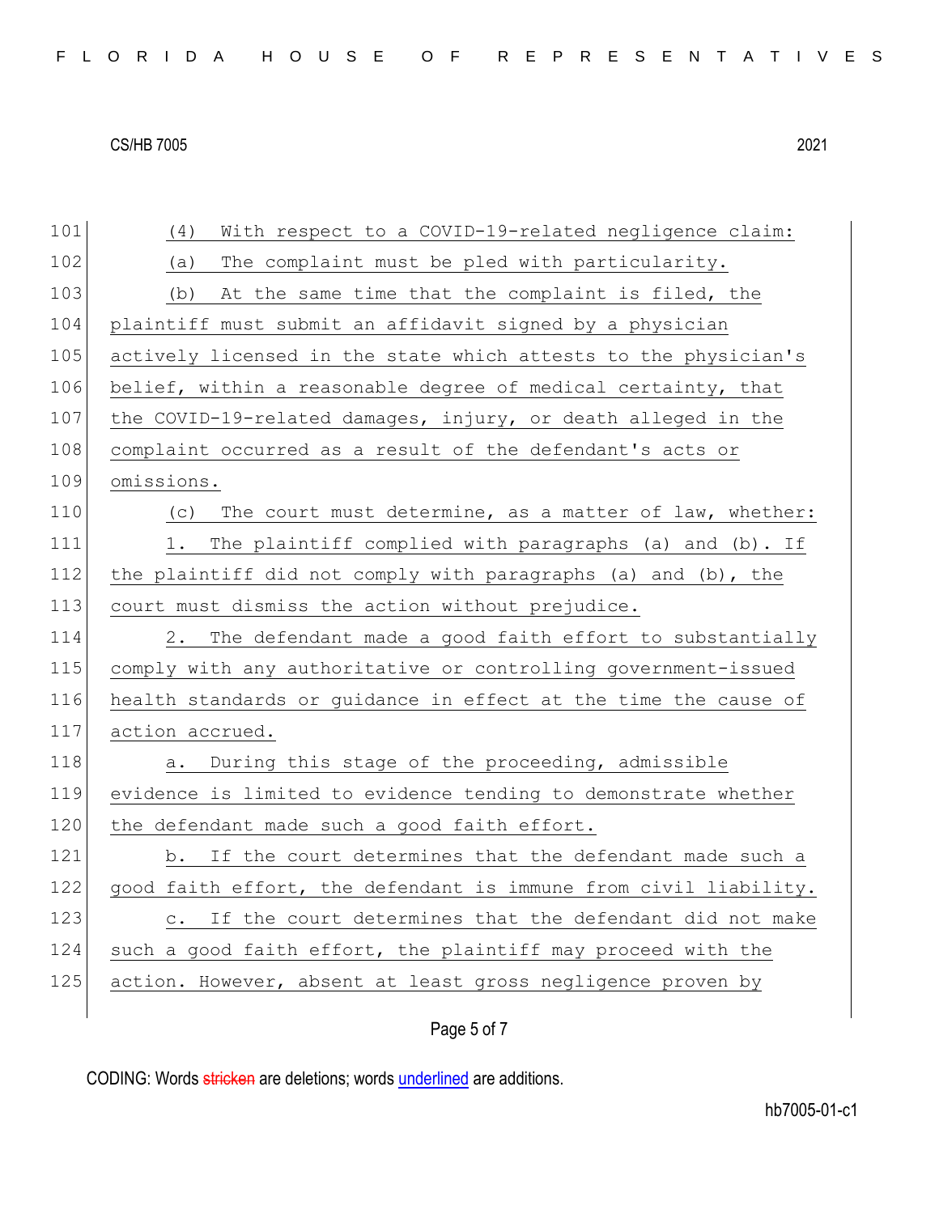(4) With respect to a COVID-19-related negligence claim:

(a) The complaint must be pled with particularity.

(b) At the same time that the complaint is filed, the plaintiff must submit an affidavit signed by a physician actively licensed in the state which attests to the physician's belief, within a reasonable degree of medical certainty, that the COVID-19-related damages, injury, or death alleged in the complaint occurred as a result of the defendant's acts or omissions.

(c) The court must determine, as a matter of law, whether:

1. The plaintiff complied with paragraphs (a) and (b). If the plaintiff did not comply with paragraphs (a) and (b), the court must dismiss the action without prejudice.

2. The defendant made a good faith effort to substantially comply with any authoritative or controlling government-issued health standards or guidance in effect at the time the cause of action accrued.

a. During this stage of the proceeding, admissible evidence is limited to evidence tending to demonstrate whether the defendant made such a good faith effort.

b. If the court determines that the defendant made such a good faith effort, the defendant is immune from civil liability.

c. If the court determines that the defendant did not make such a good faith effort, the plaintiff may proceed with the action. However, absent at least gross negligence proven by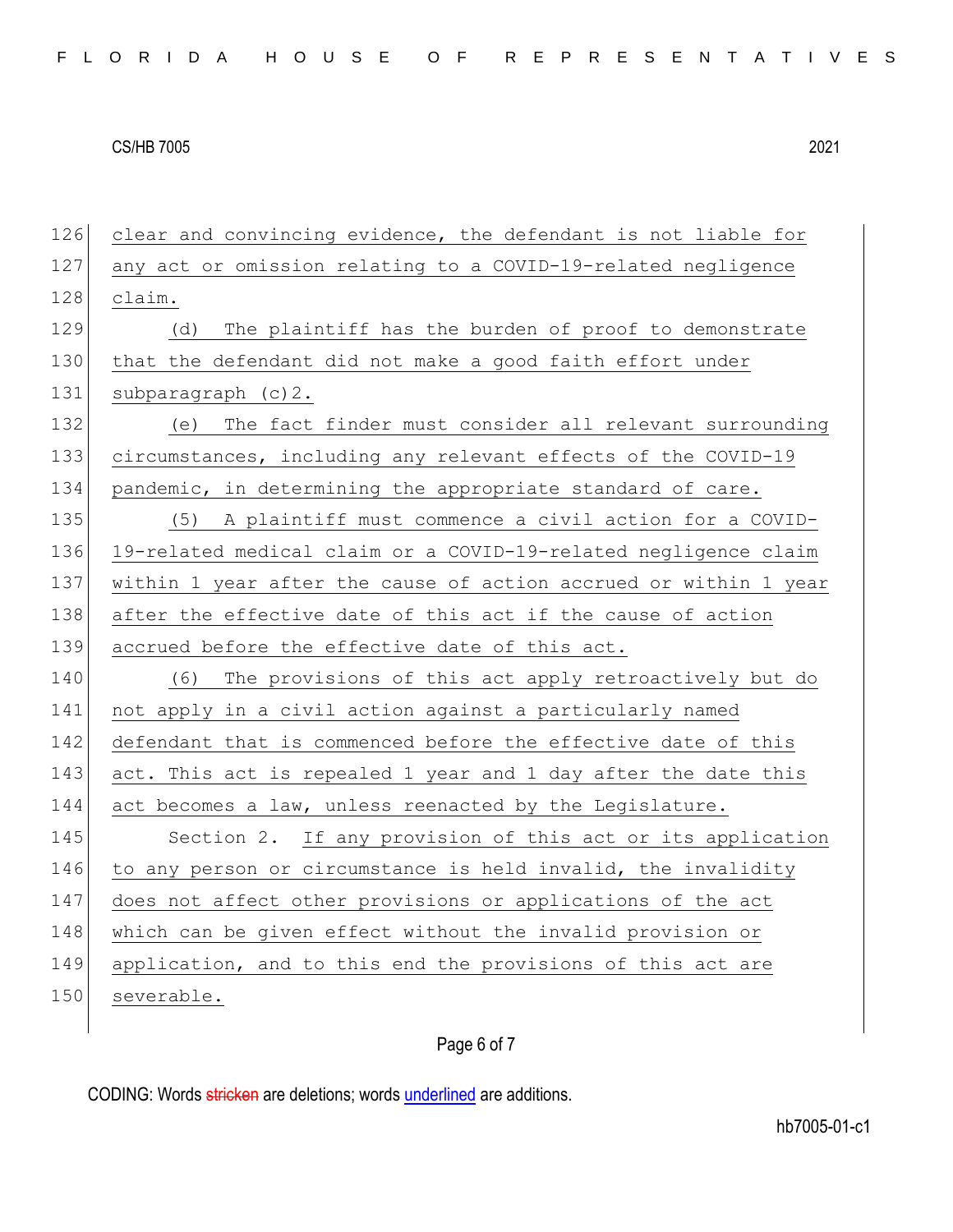clear and convincing evidence, the defendant is not liable for any act or omission relating to a COVID-19-related negligence claim.

(d) The plaintiff has the burden of proof to demonstrate that the defendant did not make a good faith effort under subparagraph (c)2.

(e) The fact finder must consider all relevant surrounding circumstances, including any relevant effects of the COVID-19 pandemic, in determining the appropriate standard of care.

(5) A plaintiff must commence a civil action for a COVID-19-related medical claim or a COVID-19-related negligence claim within 1 year after the cause of action accrued or within 1 year after the effective date of this act if the cause of action accrued before the effective date of this act.

(6) The provisions of this act apply retroactively but do not apply in a civil action against a particularly named defendant that is commenced before the effective date of this act. This act is repealed 1 year and 1 day after the date this act becomes a law, unless reenacted by the Legislature.

Section 2. If any provision of this act or its application to any person or circumstance is held invalid, the invalidity does not affect other provisions or applications of the act which can be given effect without the invalid provision or application, and to this end the provisions of this act are severable.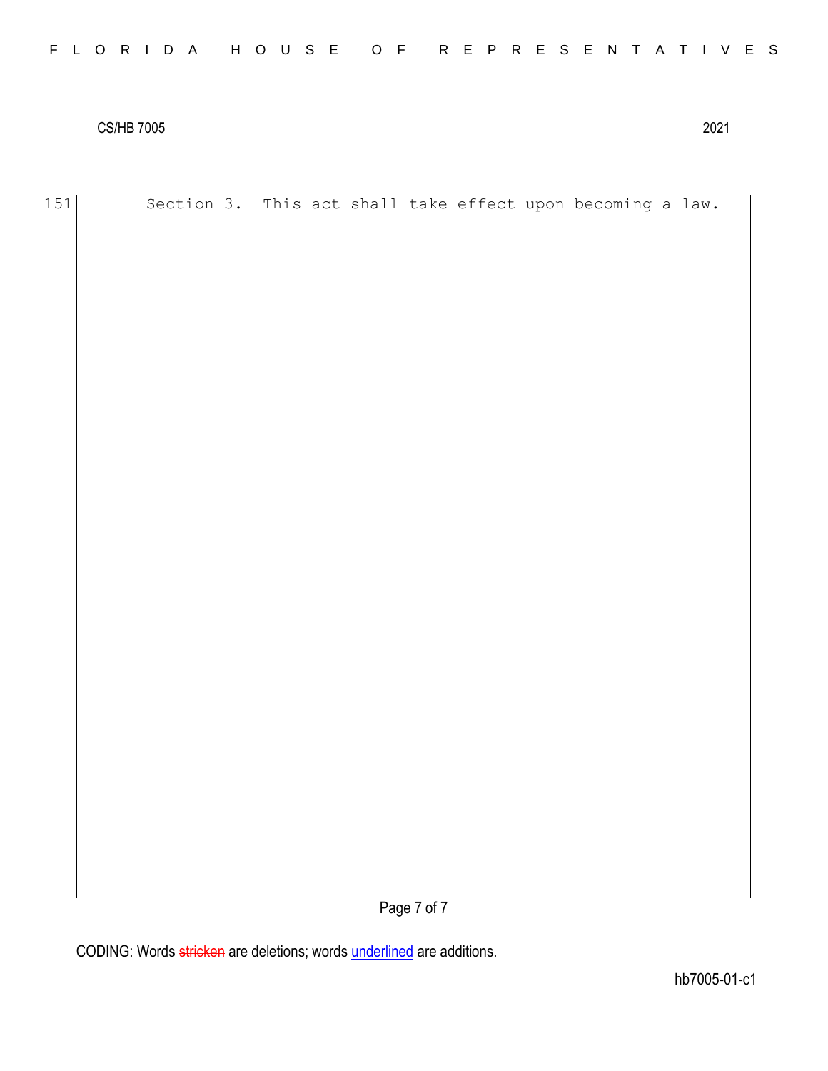151 Section 3. This act shall take effect upon becoming a law.